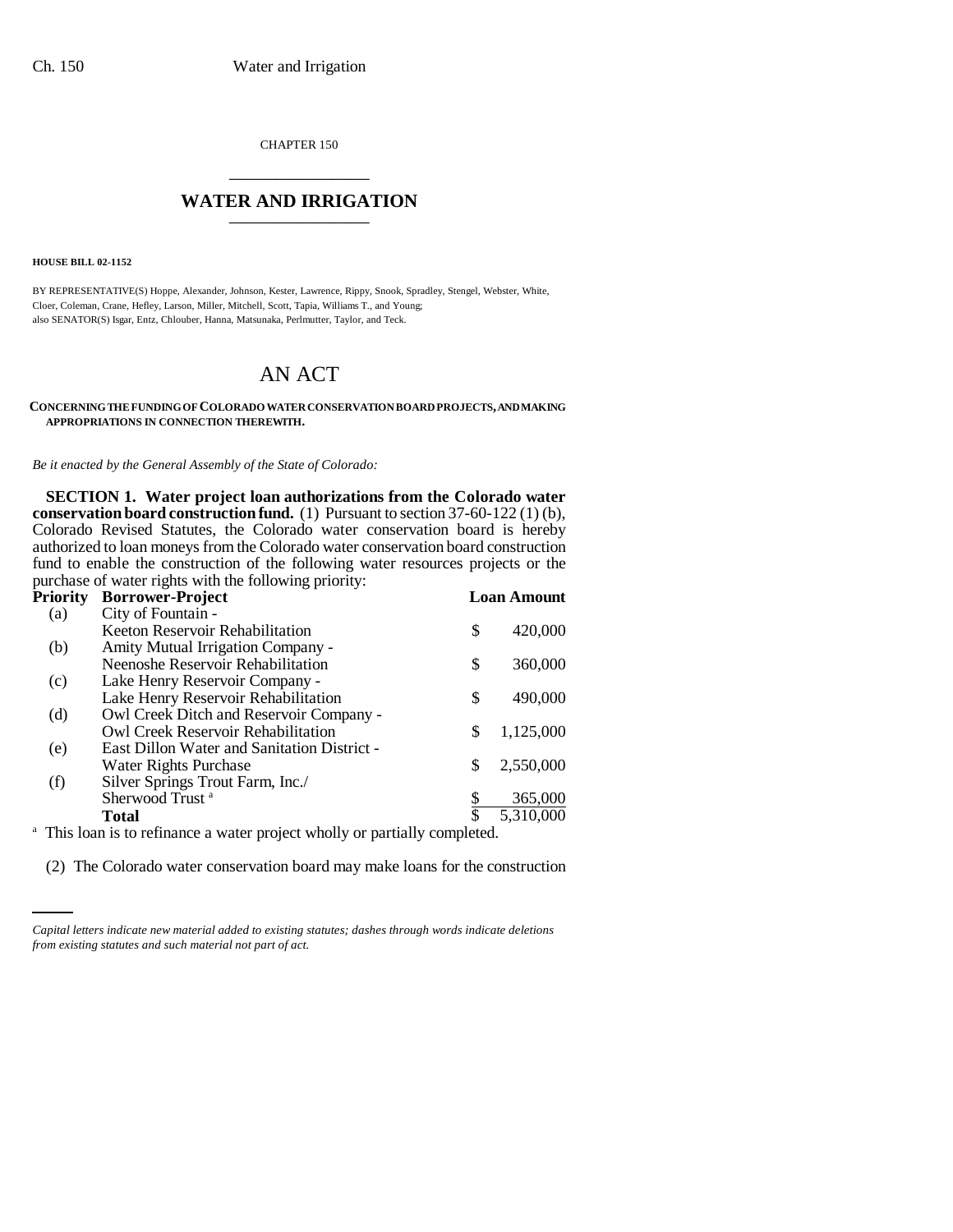CHAPTER 150

# WATER AND IRRIGATION

**HOUSE BILL 02-1152**

BY REPRESENTATIVE(S) Hoppe, Alexander, Johnson, Kester, Lawrence, Rippy, Snook, Spradley, Stengel, Webster, White, Cloer, Coleman, Crane, Hefley, Larson, Miller, Mitchell, Scott, Tapia, Williams T., and Young;
also SENATOR(S) Isgar, Entz, Chlouber, Hanna, Matsunaka, Perlmutter, Taylor, and Teck.

# AN ACT

**CONCERNING THE FUNDING OF COLORADO WATER CONSERVATION BOARD PROJECTS, AND MAKING APPROPRIATIONS IN CONNECTION THEREWITH.**

*Be it enacted by the General Assembly of the State of Colorado:*

**SECTION 1. Water project loan authorizations from the Colorado water conservation board construction fund.** (1) Pursuant to section 37-60-122 (1) (b), Colorado Revised Statutes, the Colorado water conservation board is hereby authorized to loan moneys from the Colorado water conservation board construction fund to enable the construction of the following water resources projects or the purchase of water rights with the following priority:

| Priority | Borrower-Project | Loan Amount |
|---|---|---|
| (a) | City of Fountain - Keeton Reservoir Rehabilitation | $ 420,000 |
| (b) | Amity Mutual Irrigation Company - Neenoshe Reservoir Rehabilitation | $ 360,000 |
| (c) | Lake Henry Reservoir Company - Lake Henry Reservoir Rehabilitation | $ 490,000 |
| (d) | Owl Creek Ditch and Reservoir Company - Owl Creek Reservoir Rehabilitation | $ 1,125,000 |
| (e) | East Dillon Water and Sanitation District - Water Rights Purchase | $ 2,550,000 |
| (f) | Silver Springs Trout Farm, Inc./ Sherwood Trust [a] | $ 365,000 |
| | **Total** | $ 5,310,000 |

[a] This loan is to refinance a water project wholly or partially completed.

(2) The Colorado water conservation board may make loans for the construction

*Capital letters indicate new material added to existing statutes; dashes through words indicate deletions from existing statutes and such material not part of act.*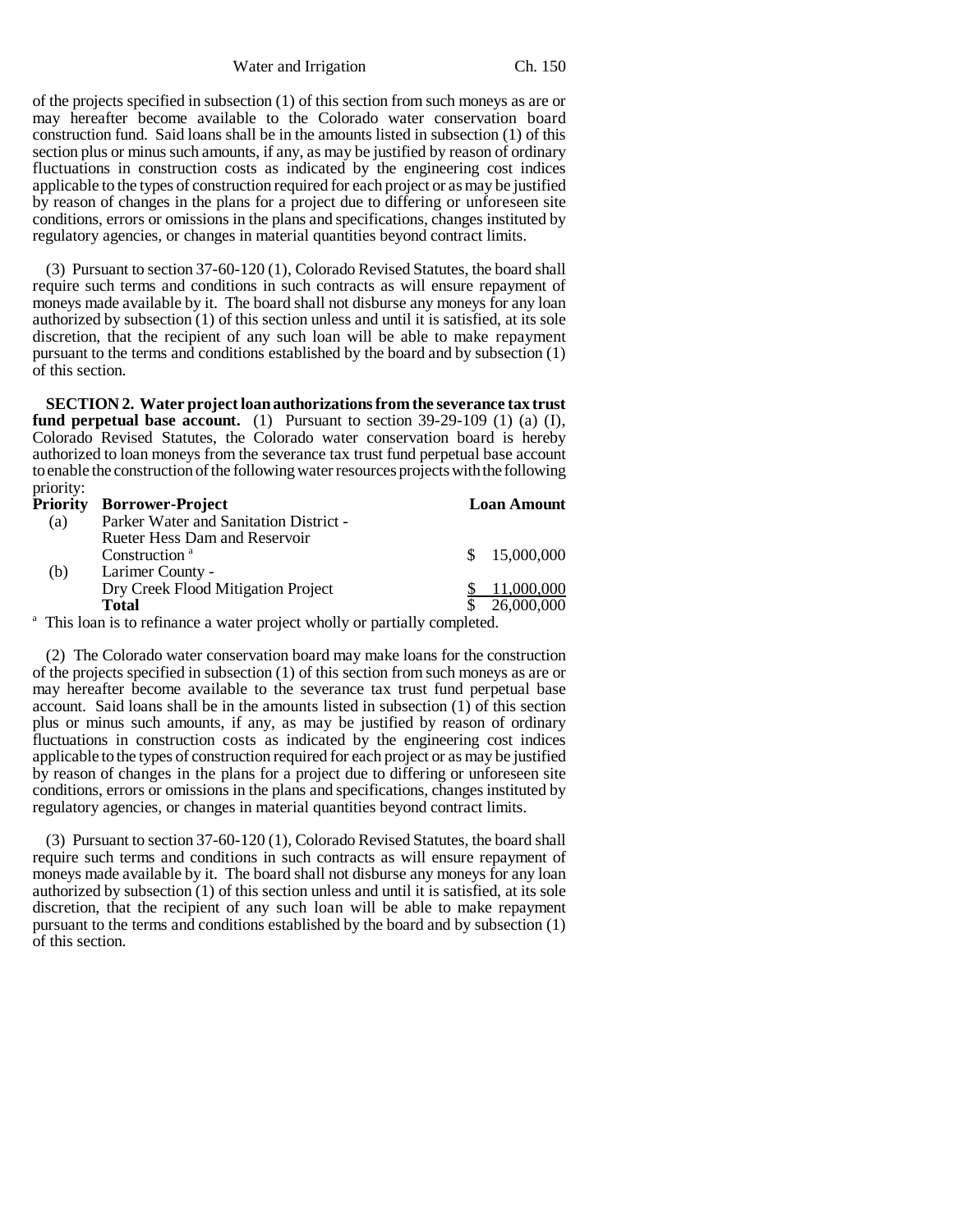of the projects specified in subsection (1) of this section from such moneys as are or may hereafter become available to the Colorado water conservation board construction fund. Said loans shall be in the amounts listed in subsection (1) of this section plus or minus such amounts, if any, as may be justified by reason of ordinary fluctuations in construction costs as indicated by the engineering cost indices applicable to the types of construction required for each project or as may be justified by reason of changes in the plans for a project due to differing or unforeseen site conditions, errors or omissions in the plans and specifications, changes instituted by regulatory agencies, or changes in material quantities beyond contract limits.

(3) Pursuant to section 37-60-120 (1), Colorado Revised Statutes, the board shall require such terms and conditions in such contracts as will ensure repayment of moneys made available by it. The board shall not disburse any moneys for any loan authorized by subsection (1) of this section unless and until it is satisfied, at its sole discretion, that the recipient of any such loan will be able to make repayment pursuant to the terms and conditions established by the board and by subsection (1) of this section.

**SECTION 2. Water project loan authorizations from the severance tax trust fund perpetual base account.** (1) Pursuant to section 39-29-109 (1) (a) (I), Colorado Revised Statutes, the Colorado water conservation board is hereby authorized to loan moneys from the severance tax trust fund perpetual base account to enable the construction of the following water resources projects with the following priority:

| Priority | Borrower-Project | Loan Amount |
|---|---|---|
| (a) | Parker Water and Sanitation District - Rueter Hess Dam and Reservoir Construction [a] | $ 15,000,000 |
| (b) | Larimer County - Dry Creek Flood Mitigation Project | $ 11,000,000 |
| | **Total** | $ 26,000,000 |

[a] This loan is to refinance a water project wholly or partially completed.

(2) The Colorado water conservation board may make loans for the construction of the projects specified in subsection (1) of this section from such moneys as are or may hereafter become available to the severance tax trust fund perpetual base account. Said loans shall be in the amounts listed in subsection (1) of this section plus or minus such amounts, if any, as may be justified by reason of ordinary fluctuations in construction costs as indicated by the engineering cost indices applicable to the types of construction required for each project or as may be justified by reason of changes in the plans for a project due to differing or unforeseen site conditions, errors or omissions in the plans and specifications, changes instituted by regulatory agencies, or changes in material quantities beyond contract limits.

(3) Pursuant to section 37-60-120 (1), Colorado Revised Statutes, the board shall require such terms and conditions in such contracts as will ensure repayment of moneys made available by it. The board shall not disburse any moneys for any loan authorized by subsection (1) of this section unless and until it is satisfied, at its sole discretion, that the recipient of any such loan will be able to make repayment pursuant to the terms and conditions established by the board and by subsection (1) of this section.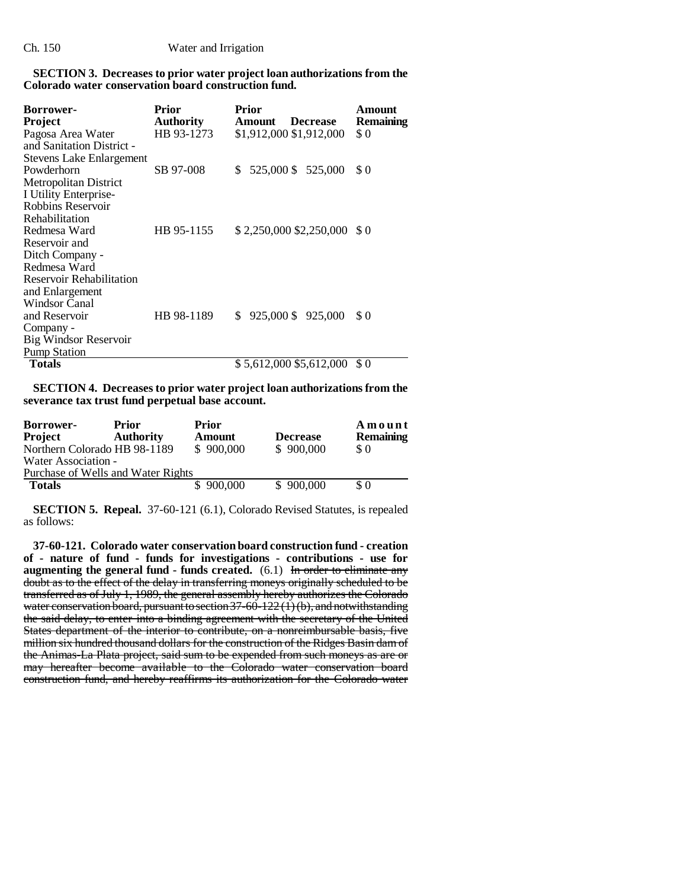**SECTION 3. Decreases to prior water project loan authorizations from the Colorado water conservation board construction fund.**

| Borrower-Project | Prior Authority | Prior Amount | Decrease | Amount Remaining |
|---|---|---|---|---|
| Pagosa Area Water and Sanitation District - Stevens Lake Enlargement | HB 93-1273 | $1,912,000 | $1,912,000 | $ 0 |
| Powderhorn Metropolitan District I Utility Enterprise- Robbins Reservoir Rehabilitation | SB 97-008 | $ 525,000 | $ 525,000 | $ 0 |
| Redmesa Ward Reservoir and Ditch Company - Redmesa Ward Reservoir Rehabilitation and Enlargement | HB 95-1155 | $ 2,250,000 | $2,250,000 | $ 0 |
| Windsor Canal and Reservoir Company - Big Windsor Reservoir Pump Station | HB 98-1189 | $ 925,000 | $ 925,000 | $ 0 |
| **Totals** | | $ 5,612,000 | $5,612,000 | $ 0 |

**SECTION 4. Decreases to prior water project loan authorizations from the severance tax trust fund perpetual base account.**

| Borrower-Project | Prior Authority | Prior Amount | Decrease | Amount Remaining |
|---|---|---|---|---|
| Northern Colorado Water Association - Purchase of Wells and Water Rights | HB 98-1189 | $ 900,000 | $ 900,000 | $ 0 |
| **Totals** | | $ 900,000 | $ 900,000 | $ 0 |

**SECTION 5. Repeal.** 37-60-121 (6.1), Colorado Revised Statutes, is repealed as follows:

**37-60-121. Colorado water conservation board construction fund - creation of - nature of fund - funds for investigations - contributions - use for augmenting the general fund - funds created.** (6.1) ~~In order to eliminate any doubt as to the effect of the delay in transferring moneys originally scheduled to be transferred as of July 1, 1989, the general assembly hereby authorizes the Colorado water conservation board, pursuant to section 37-60-122 (1) (b), and notwithstanding the said delay, to enter into a binding agreement with the secretary of the United States department of the interior to contribute, on a nonreimbursable basis, five million six hundred thousand dollars for the construction of the Ridges Basin dam of the Animas-La Plata project, said sum to be expended from such moneys as are or may hereafter become available to the Colorado water conservation board construction fund, and hereby reaffirms its authorization for the Colorado water~~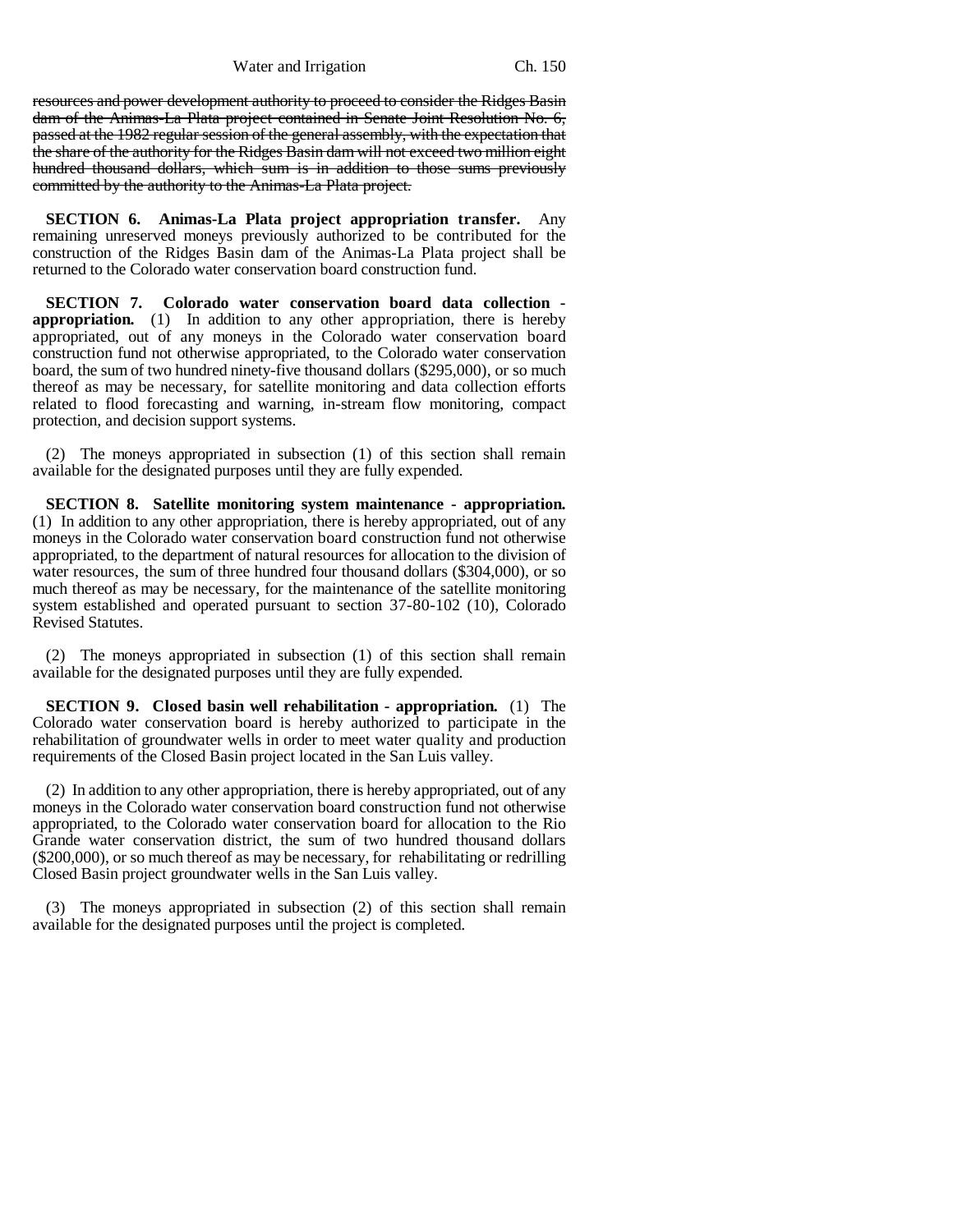~~resources and power development authority to proceed to consider the Ridges Basin dam of the Animas-La Plata project contained in Senate Joint Resolution No. 6, passed at the 1982 regular session of the general assembly, with the expectation that the share of the authority for the Ridges Basin dam will not exceed two million eight hundred thousand dollars, which sum is in addition to those sums previously committed by the authority to the Animas-La Plata project.~~

**SECTION 6. Animas-La Plata project appropriation transfer.** Any remaining unreserved moneys previously authorized to be contributed for the construction of the Ridges Basin dam of the Animas-La Plata project shall be returned to the Colorado water conservation board construction fund.

**SECTION 7. Colorado water conservation board data collection - appropriation.** (1) In addition to any other appropriation, there is hereby appropriated, out of any moneys in the Colorado water conservation board construction fund not otherwise appropriated, to the Colorado water conservation board, the sum of two hundred ninety-five thousand dollars ($295,000), or so much thereof as may be necessary, for satellite monitoring and data collection efforts related to flood forecasting and warning, in-stream flow monitoring, compact protection, and decision support systems.

(2) The moneys appropriated in subsection (1) of this section shall remain available for the designated purposes until they are fully expended.

**SECTION 8. Satellite monitoring system maintenance - appropriation.** (1) In addition to any other appropriation, there is hereby appropriated, out of any moneys in the Colorado water conservation board construction fund not otherwise appropriated, to the department of natural resources for allocation to the division of water resources, the sum of three hundred four thousand dollars ($304,000), or so much thereof as may be necessary, for the maintenance of the satellite monitoring system established and operated pursuant to section 37-80-102 (10), Colorado Revised Statutes.

(2) The moneys appropriated in subsection (1) of this section shall remain available for the designated purposes until they are fully expended.

**SECTION 9. Closed basin well rehabilitation - appropriation.** (1) The Colorado water conservation board is hereby authorized to participate in the rehabilitation of groundwater wells in order to meet water quality and production requirements of the Closed Basin project located in the San Luis valley.

(2) In addition to any other appropriation, there is hereby appropriated, out of any moneys in the Colorado water conservation board construction fund not otherwise appropriated, to the Colorado water conservation board for allocation to the Rio Grande water conservation district, the sum of two hundred thousand dollars ($200,000), or so much thereof as may be necessary, for rehabilitating or redrilling Closed Basin project groundwater wells in the San Luis valley.

(3) The moneys appropriated in subsection (2) of this section shall remain available for the designated purposes until the project is completed.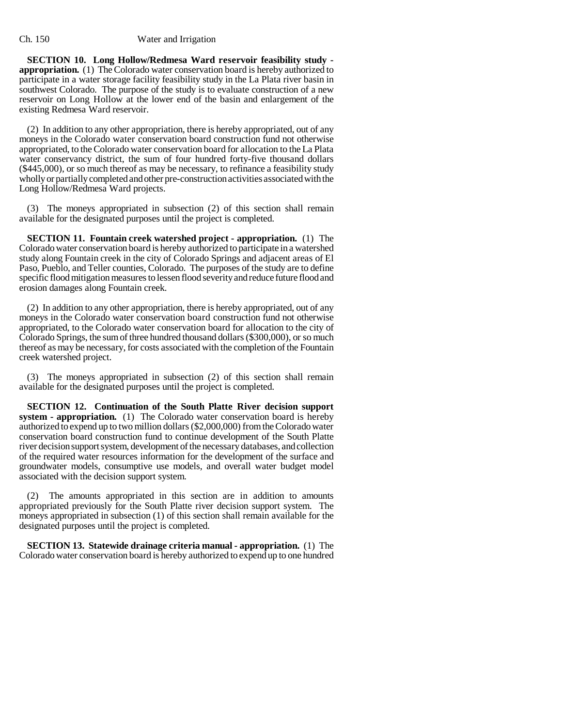**SECTION 10. Long Hollow/Redmesa Ward reservoir feasibility study - appropriation.** (1) The Colorado water conservation board is hereby authorized to participate in a water storage facility feasibility study in the La Plata river basin in southwest Colorado. The purpose of the study is to evaluate construction of a new reservoir on Long Hollow at the lower end of the basin and enlargement of the existing Redmesa Ward reservoir.

(2) In addition to any other appropriation, there is hereby appropriated, out of any moneys in the Colorado water conservation board construction fund not otherwise appropriated, to the Colorado water conservation board for allocation to the La Plata water conservancy district, the sum of four hundred forty-five thousand dollars ($445,000), or so much thereof as may be necessary, to refinance a feasibility study wholly or partially completed and other pre-construction activities associated with the Long Hollow/Redmesa Ward projects.

(3) The moneys appropriated in subsection (2) of this section shall remain available for the designated purposes until the project is completed.

**SECTION 11. Fountain creek watershed project - appropriation.** (1) The Colorado water conservation board is hereby authorized to participate in a watershed study along Fountain creek in the city of Colorado Springs and adjacent areas of El Paso, Pueblo, and Teller counties, Colorado. The purposes of the study are to define specific flood mitigation measures to lessen flood severity and reduce future flood and erosion damages along Fountain creek.

(2) In addition to any other appropriation, there is hereby appropriated, out of any moneys in the Colorado water conservation board construction fund not otherwise appropriated, to the Colorado water conservation board for allocation to the city of Colorado Springs, the sum of three hundred thousand dollars ($300,000), or so much thereof as may be necessary, for costs associated with the completion of the Fountain creek watershed project.

(3) The moneys appropriated in subsection (2) of this section shall remain available for the designated purposes until the project is completed.

**SECTION 12. Continuation of the South Platte River decision support system - appropriation.** (1) The Colorado water conservation board is hereby authorized to expend up to two million dollars ($2,000,000) from the Colorado water conservation board construction fund to continue development of the South Platte river decision support system, development of the necessary databases, and collection of the required water resources information for the development of the surface and groundwater models, consumptive use models, and overall water budget model associated with the decision support system.

(2) The amounts appropriated in this section are in addition to amounts appropriated previously for the South Platte river decision support system. The moneys appropriated in subsection (1) of this section shall remain available for the designated purposes until the project is completed.

**SECTION 13. Statewide drainage criteria manual - appropriation.** (1) The Colorado water conservation board is hereby authorized to expend up to one hundred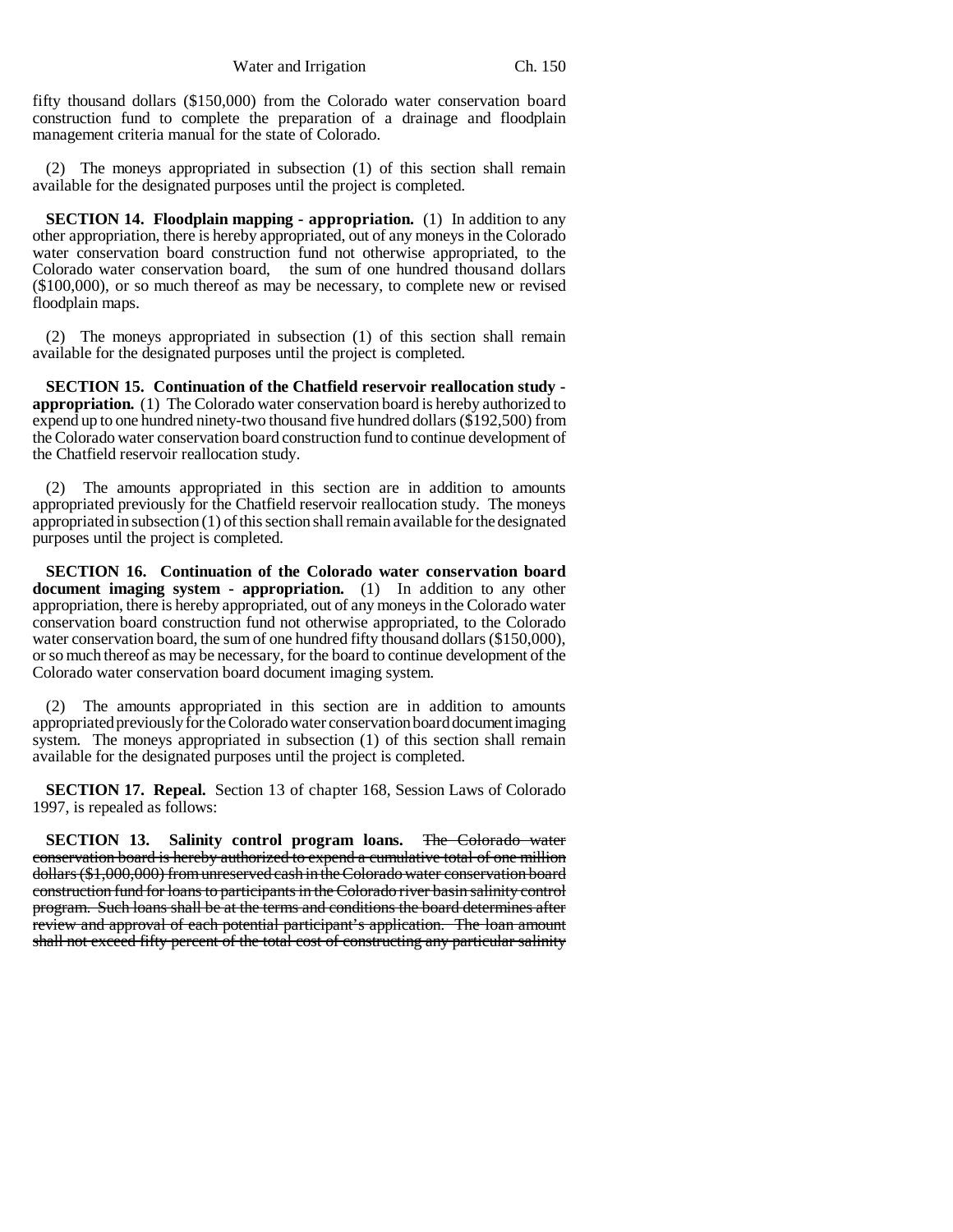fifty thousand dollars ($150,000) from the Colorado water conservation board construction fund to complete the preparation of a drainage and floodplain management criteria manual for the state of Colorado.

(2) The moneys appropriated in subsection (1) of this section shall remain available for the designated purposes until the project is completed.

**SECTION 14. Floodplain mapping - appropriation.** (1) In addition to any other appropriation, there is hereby appropriated, out of any moneys in the Colorado water conservation board construction fund not otherwise appropriated, to the Colorado water conservation board, the sum of one hundred thousand dollars ($100,000), or so much thereof as may be necessary, to complete new or revised floodplain maps.

(2) The moneys appropriated in subsection (1) of this section shall remain available for the designated purposes until the project is completed.

**SECTION 15. Continuation of the Chatfield reservoir reallocation study - appropriation.** (1) The Colorado water conservation board is hereby authorized to expend up to one hundred ninety-two thousand five hundred dollars ($192,500) from the Colorado water conservation board construction fund to continue development of the Chatfield reservoir reallocation study.

(2) The amounts appropriated in this section are in addition to amounts appropriated previously for the Chatfield reservoir reallocation study. The moneys appropriated in subsection (1) of this section shall remain available for the designated purposes until the project is completed.

**SECTION 16. Continuation of the Colorado water conservation board document imaging system - appropriation.** (1) In addition to any other appropriation, there is hereby appropriated, out of any moneys in the Colorado water conservation board construction fund not otherwise appropriated, to the Colorado water conservation board, the sum of one hundred fifty thousand dollars ($150,000), or so much thereof as may be necessary, for the board to continue development of the Colorado water conservation board document imaging system.

(2) The amounts appropriated in this section are in addition to amounts appropriated previously for the Colorado water conservation board document imaging system. The moneys appropriated in subsection (1) of this section shall remain available for the designated purposes until the project is completed.

**SECTION 17. Repeal.** Section 13 of chapter 168, Session Laws of Colorado 1997, is repealed as follows:

**SECTION 13. Salinity control program loans.** ~~The Colorado water conservation board is hereby authorized to expend a cumulative total of one million dollars ($1,000,000) from unreserved cash in the Colorado water conservation board construction fund for loans to participants in the Colorado river basin salinity control program. Such loans shall be at the terms and conditions the board determines after review and approval of each potential participant's application. The loan amount shall not exceed fifty percent of the total cost of constructing any particular salinity~~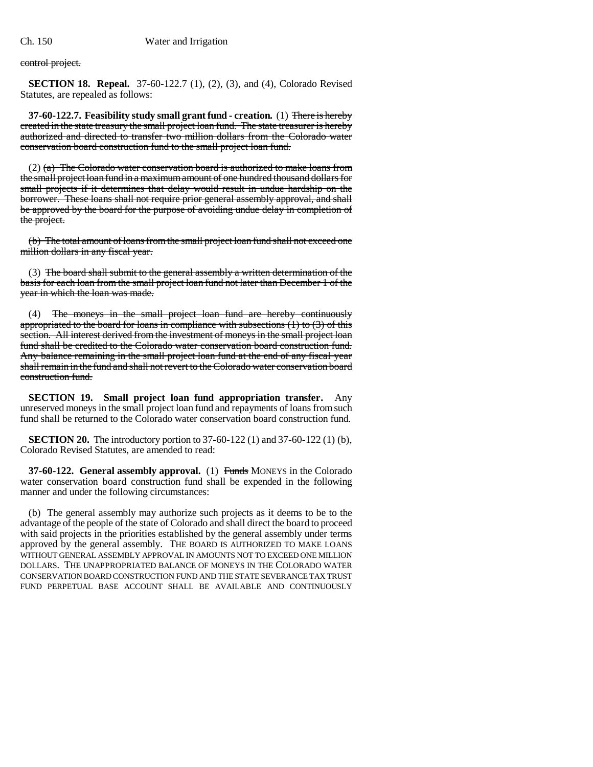control project.

**SECTION 18. Repeal.** 37-60-122.7 (1), (2), (3), and (4), Colorado Revised Statutes, are repealed as follows:

**37-60-122.7. Feasibility study small grant fund - creation.** (1) ~~There is hereby created in the state treasury the small project loan fund. The state treasurer is hereby authorized and directed to transfer two million dollars from the Colorado water conservation board construction fund to the small project loan fund.~~

(2) ~~(a) The Colorado water conservation board is authorized to make loans from the small project loan fund in a maximum amount of one hundred thousand dollars for small projects if it determines that delay would result in undue hardship on the borrower. These loans shall not require prior general assembly approval, and shall be approved by the board for the purpose of avoiding undue delay in completion of the project.~~

~~(b) The total amount of loans from the small project loan fund shall not exceed one million dollars in any fiscal year.~~

(3) ~~The board shall submit to the general assembly a written determination of the basis for each loan from the small project loan fund not later than December 1 of the year in which the loan was made.~~

(4) ~~The moneys in the small project loan fund are hereby continuously appropriated to the board for loans in compliance with subsections (1) to (3) of this section. All interest derived from the investment of moneys in the small project loan fund shall be credited to the Colorado water conservation board construction fund. Any balance remaining in the small project loan fund at the end of any fiscal year shall remain in the fund and shall not revert to the Colorado water conservation board construction fund.~~

**SECTION 19. Small project loan fund appropriation transfer.** Any unreserved moneys in the small project loan fund and repayments of loans from such fund shall be returned to the Colorado water conservation board construction fund.

**SECTION 20.** The introductory portion to 37-60-122 (1) and 37-60-122 (1) (b), Colorado Revised Statutes, are amended to read:

**37-60-122. General assembly approval.** (1) ~~Funds~~ MONEYS in the Colorado water conservation board construction fund shall be expended in the following manner and under the following circumstances:

(b) The general assembly may authorize such projects as it deems to be to the advantage of the people of the state of Colorado and shall direct the board to proceed with said projects in the priorities established by the general assembly under terms approved by the general assembly. THE BOARD IS AUTHORIZED TO MAKE LOANS WITHOUT GENERAL ASSEMBLY APPROVAL IN AMOUNTS NOT TO EXCEED ONE MILLION DOLLARS. THE UNAPPROPRIATED BALANCE OF MONEYS IN THE COLORADO WATER CONSERVATION BOARD CONSTRUCTION FUND AND THE STATE SEVERANCE TAX TRUST FUND PERPETUAL BASE ACCOUNT SHALL BE AVAILABLE AND CONTINUOUSLY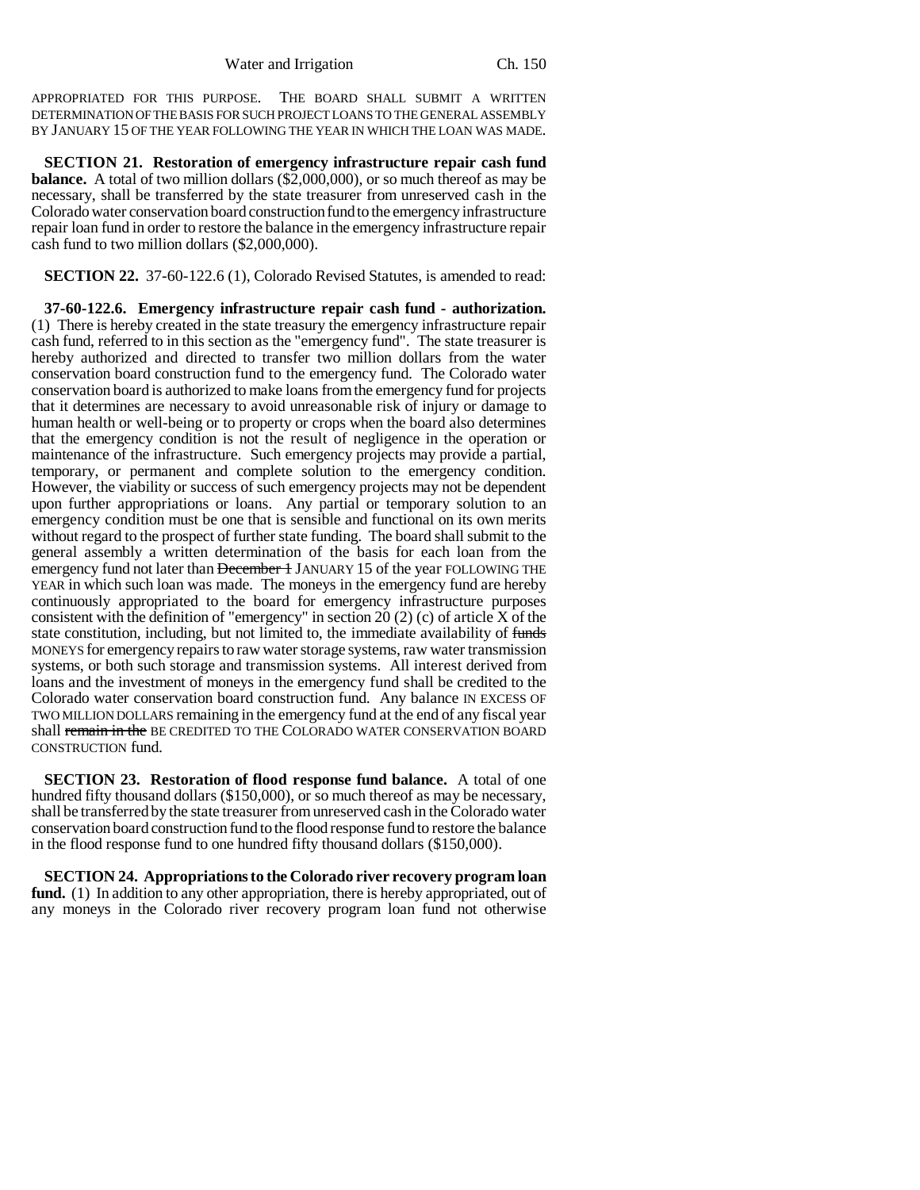APPROPRIATED FOR THIS PURPOSE. THE BOARD SHALL SUBMIT A WRITTEN DETERMINATION OF THE BASIS FOR SUCH PROJECT LOANS TO THE GENERAL ASSEMBLY BY JANUARY 15 OF THE YEAR FOLLOWING THE YEAR IN WHICH THE LOAN WAS MADE.

**SECTION 21. Restoration of emergency infrastructure repair cash fund balance.** A total of two million dollars ($2,000,000), or so much thereof as may be necessary, shall be transferred by the state treasurer from unreserved cash in the Colorado water conservation board construction fund to the emergency infrastructure repair loan fund in order to restore the balance in the emergency infrastructure repair cash fund to two million dollars ($2,000,000).

**SECTION 22.** 37-60-122.6 (1), Colorado Revised Statutes, is amended to read:

**37-60-122.6. Emergency infrastructure repair cash fund - authorization.** (1) There is hereby created in the state treasury the emergency infrastructure repair cash fund, referred to in this section as the "emergency fund". The state treasurer is hereby authorized and directed to transfer two million dollars from the water conservation board construction fund to the emergency fund. The Colorado water conservation board is authorized to make loans from the emergency fund for projects that it determines are necessary to avoid unreasonable risk of injury or damage to human health or well-being or to property or crops when the board also determines that the emergency condition is not the result of negligence in the operation or maintenance of the infrastructure. Such emergency projects may provide a partial, temporary, or permanent and complete solution to the emergency condition. However, the viability or success of such emergency projects may not be dependent upon further appropriations or loans. Any partial or temporary solution to an emergency condition must be one that is sensible and functional on its own merits without regard to the prospect of further state funding. The board shall submit to the general assembly a written determination of the basis for each loan from the emergency fund not later than ~~December 1~~ JANUARY 15 of the year FOLLOWING THE YEAR in which such loan was made. The moneys in the emergency fund are hereby continuously appropriated to the board for emergency infrastructure purposes consistent with the definition of "emergency" in section 20 (2) (c) of article X of the state constitution, including, but not limited to, the immediate availability of ~~funds~~ MONEYS for emergency repairs to raw water storage systems, raw water transmission systems, or both such storage and transmission systems. All interest derived from loans and the investment of moneys in the emergency fund shall be credited to the Colorado water conservation board construction fund. Any balance IN EXCESS OF TWO MILLION DOLLARS remaining in the emergency fund at the end of any fiscal year shall ~~remain in the~~ BE CREDITED TO THE COLORADO WATER CONSERVATION BOARD CONSTRUCTION fund.

**SECTION 23. Restoration of flood response fund balance.** A total of one hundred fifty thousand dollars ($150,000), or so much thereof as may be necessary, shall be transferred by the state treasurer from unreserved cash in the Colorado water conservation board construction fund to the flood response fund to restore the balance in the flood response fund to one hundred fifty thousand dollars ($150,000).

**SECTION 24. Appropriations to the Colorado river recovery program loan fund.** (1) In addition to any other appropriation, there is hereby appropriated, out of any moneys in the Colorado river recovery program loan fund not otherwise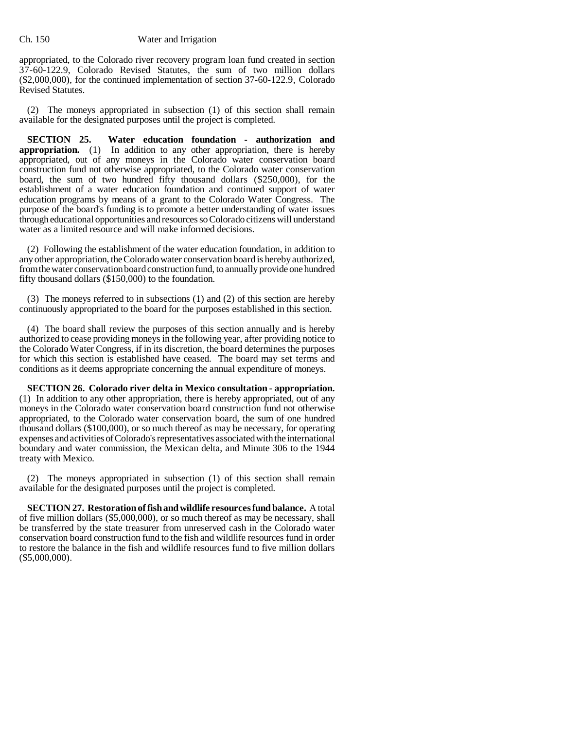appropriated, to the Colorado river recovery program loan fund created in section 37-60-122.9, Colorado Revised Statutes, the sum of two million dollars ($2,000,000), for the continued implementation of section 37-60-122.9, Colorado Revised Statutes.

(2) The moneys appropriated in subsection (1) of this section shall remain available for the designated purposes until the project is completed.

**SECTION 25. Water education foundation - authorization and appropriation.** (1) In addition to any other appropriation, there is hereby appropriated, out of any moneys in the Colorado water conservation board construction fund not otherwise appropriated, to the Colorado water conservation board, the sum of two hundred fifty thousand dollars ($250,000), for the establishment of a water education foundation and continued support of water education programs by means of a grant to the Colorado Water Congress. The purpose of the board's funding is to promote a better understanding of water issues through educational opportunities and resources so Colorado citizens will understand water as a limited resource and will make informed decisions.

(2) Following the establishment of the water education foundation, in addition to any other appropriation, the Colorado water conservation board is hereby authorized, from the water conservation board construction fund, to annually provide one hundred fifty thousand dollars ($150,000) to the foundation.

(3) The moneys referred to in subsections (1) and (2) of this section are hereby continuously appropriated to the board for the purposes established in this section.

(4) The board shall review the purposes of this section annually and is hereby authorized to cease providing moneys in the following year, after providing notice to the Colorado Water Congress, if in its discretion, the board determines the purposes for which this section is established have ceased. The board may set terms and conditions as it deems appropriate concerning the annual expenditure of moneys.

**SECTION 26. Colorado river delta in Mexico consultation - appropriation.** (1) In addition to any other appropriation, there is hereby appropriated, out of any moneys in the Colorado water conservation board construction fund not otherwise appropriated, to the Colorado water conservation board, the sum of one hundred thousand dollars ($100,000), or so much thereof as may be necessary, for operating expenses and activities of Colorado's representatives associated with the international boundary and water commission, the Mexican delta, and Minute 306 to the 1944 treaty with Mexico.

(2) The moneys appropriated in subsection (1) of this section shall remain available for the designated purposes until the project is completed.

**SECTION 27. Restoration of fish and wildlife resources fund balance.** A total of five million dollars ($5,000,000), or so much thereof as may be necessary, shall be transferred by the state treasurer from unreserved cash in the Colorado water conservation board construction fund to the fish and wildlife resources fund in order to restore the balance in the fish and wildlife resources fund to five million dollars ($5,000,000).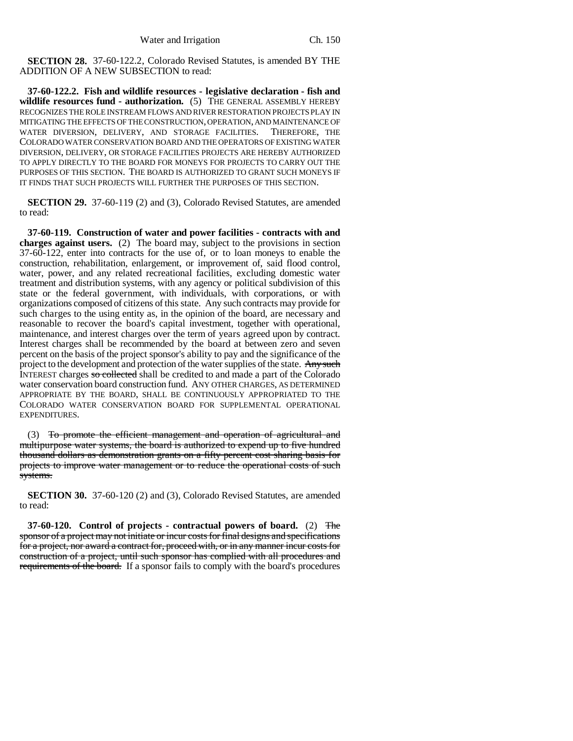**SECTION 28.** 37-60-122.2, Colorado Revised Statutes, is amended BY THE ADDITION OF A NEW SUBSECTION to read:

**37-60-122.2. Fish and wildlife resources - legislative declaration - fish and wildlife resources fund - authorization.** (5) THE GENERAL ASSEMBLY HEREBY RECOGNIZES THE ROLE INSTREAM FLOWS AND RIVER RESTORATION PROJECTS PLAY IN MITIGATING THE EFFECTS OF THE CONSTRUCTION, OPERATION, AND MAINTENANCE OF WATER DIVERSION, DELIVERY, AND STORAGE FACILITIES. THEREFORE, THE COLORADO WATER CONSERVATION BOARD AND THE OPERATORS OF EXISTING WATER DIVERSION, DELIVERY, OR STORAGE FACILITIES PROJECTS ARE HEREBY AUTHORIZED TO APPLY DIRECTLY TO THE BOARD FOR MONEYS FOR PROJECTS TO CARRY OUT THE PURPOSES OF THIS SECTION. THE BOARD IS AUTHORIZED TO GRANT SUCH MONEYS IF IT FINDS THAT SUCH PROJECTS WILL FURTHER THE PURPOSES OF THIS SECTION.

**SECTION 29.** 37-60-119 (2) and (3), Colorado Revised Statutes, are amended to read:

**37-60-119. Construction of water and power facilities - contracts with and charges against users.** (2) The board may, subject to the provisions in section 37-60-122, enter into contracts for the use of, or to loan moneys to enable the construction, rehabilitation, enlargement, or improvement of, said flood control, water, power, and any related recreational facilities, excluding domestic water treatment and distribution systems, with any agency or political subdivision of this state or the federal government, with individuals, with corporations, or with organizations composed of citizens of this state. Any such contracts may provide for such charges to the using entity as, in the opinion of the board, are necessary and reasonable to recover the board's capital investment, together with operational, maintenance, and interest charges over the term of years agreed upon by contract. Interest charges shall be recommended by the board at between zero and seven percent on the basis of the project sponsor's ability to pay and the significance of the project to the development and protection of the water supplies of the state. ~~Any such~~ INTEREST charges ~~so collected~~ shall be credited to and made a part of the Colorado water conservation board construction fund. ANY OTHER CHARGES, AS DETERMINED APPROPRIATE BY THE BOARD, SHALL BE CONTINUOUSLY APPROPRIATED TO THE COLORADO WATER CONSERVATION BOARD FOR SUPPLEMENTAL OPERATIONAL EXPENDITURES.

(3) ~~To promote the efficient management and operation of agricultural and multipurpose water systems, the board is authorized to expend up to five hundred thousand dollars as demonstration grants on a fifty percent cost sharing basis for projects to improve water management or to reduce the operational costs of such systems.~~

**SECTION 30.** 37-60-120 (2) and (3), Colorado Revised Statutes, are amended to read:

**37-60-120. Control of projects - contractual powers of board.** (2) ~~The sponsor of a project may not initiate or incur costs for final designs and specifications for a project, nor award a contract for, proceed with, or in any manner incur costs for construction of a project, until such sponsor has complied with all procedures and requirements of the board.~~ If a sponsor fails to comply with the board's procedures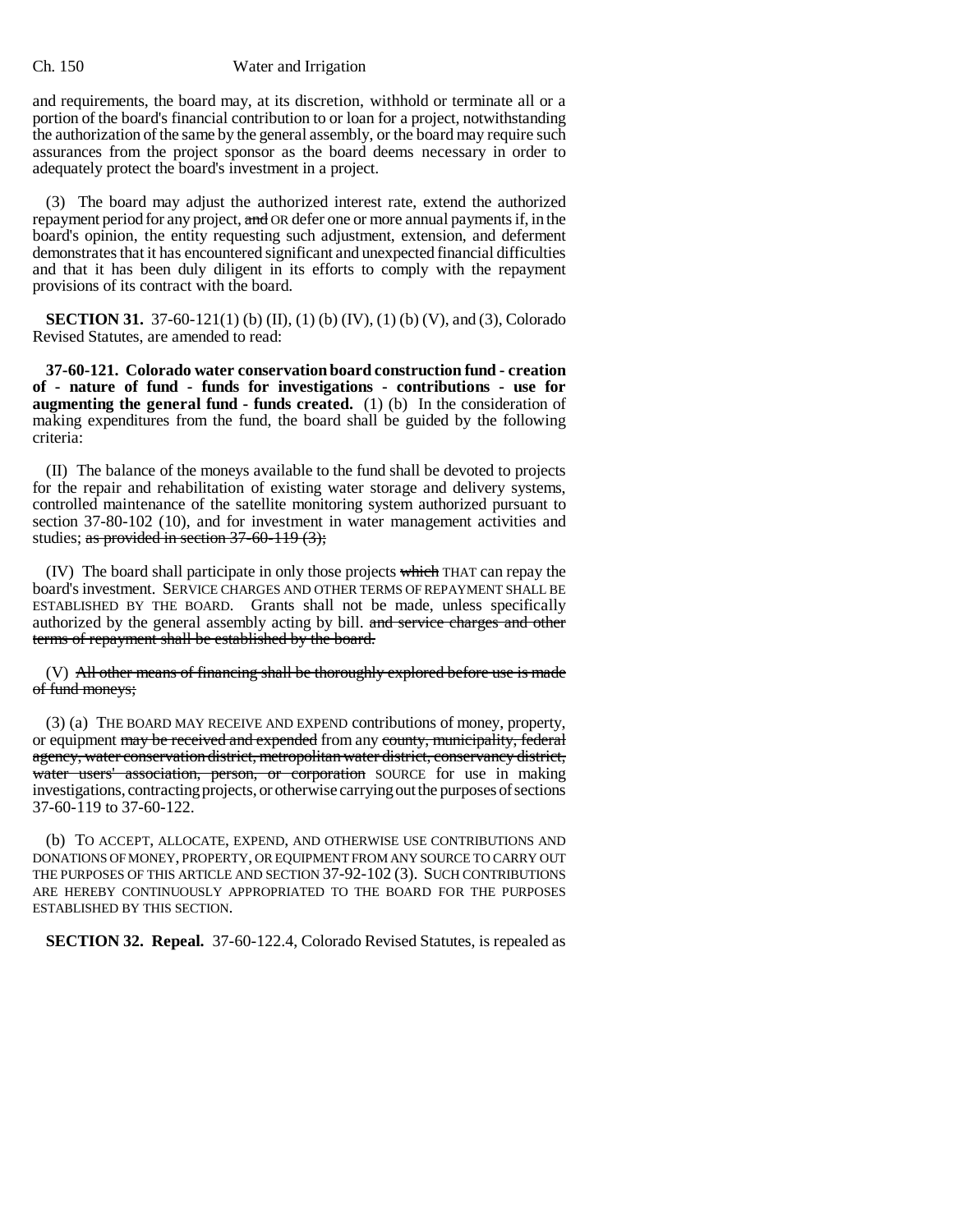and requirements, the board may, at its discretion, withhold or terminate all or a portion of the board's financial contribution to or loan for a project, notwithstanding the authorization of the same by the general assembly, or the board may require such assurances from the project sponsor as the board deems necessary in order to adequately protect the board's investment in a project.

(3) The board may adjust the authorized interest rate, extend the authorized repayment period for any project, ~~and~~ OR defer one or more annual payments if, in the board's opinion, the entity requesting such adjustment, extension, and deferment demonstrates that it has encountered significant and unexpected financial difficulties and that it has been duly diligent in its efforts to comply with the repayment provisions of its contract with the board.

**SECTION 31.** 37-60-121(1) (b) (II), (1) (b) (IV), (1) (b) (V), and (3), Colorado Revised Statutes, are amended to read:

**37-60-121. Colorado water conservation board construction fund - creation of - nature of fund - funds for investigations - contributions - use for augmenting the general fund - funds created.** (1) (b) In the consideration of making expenditures from the fund, the board shall be guided by the following criteria:

(II) The balance of the moneys available to the fund shall be devoted to projects for the repair and rehabilitation of existing water storage and delivery systems, controlled maintenance of the satellite monitoring system authorized pursuant to section 37-80-102 (10), and for investment in water management activities and studies; ~~as provided in section 37-60-119 (3);~~

(IV) The board shall participate in only those projects ~~which~~ THAT can repay the board's investment. SERVICE CHARGES AND OTHER TERMS OF REPAYMENT SHALL BE ESTABLISHED BY THE BOARD. Grants shall not be made, unless specifically authorized by the general assembly acting by bill. ~~and service charges and other terms of repayment shall be established by the board.~~

(V) ~~All other means of financing shall be thoroughly explored before use is made of fund moneys;~~

(3) (a) THE BOARD MAY RECEIVE AND EXPEND contributions of money, property, or equipment ~~may be received and expended~~ from any ~~county, municipality, federal agency, water conservation district, metropolitan water district, conservancy district, water users' association, person, or corporation~~ SOURCE for use in making investigations, contracting projects, or otherwise carrying out the purposes of sections 37-60-119 to 37-60-122.

(b) TO ACCEPT, ALLOCATE, EXPEND, AND OTHERWISE USE CONTRIBUTIONS AND DONATIONS OF MONEY, PROPERTY, OR EQUIPMENT FROM ANY SOURCE TO CARRY OUT THE PURPOSES OF THIS ARTICLE AND SECTION 37-92-102 (3). SUCH CONTRIBUTIONS ARE HEREBY CONTINUOUSLY APPROPRIATED TO THE BOARD FOR THE PURPOSES ESTABLISHED BY THIS SECTION.

**SECTION 32. Repeal.** 37-60-122.4, Colorado Revised Statutes, is repealed as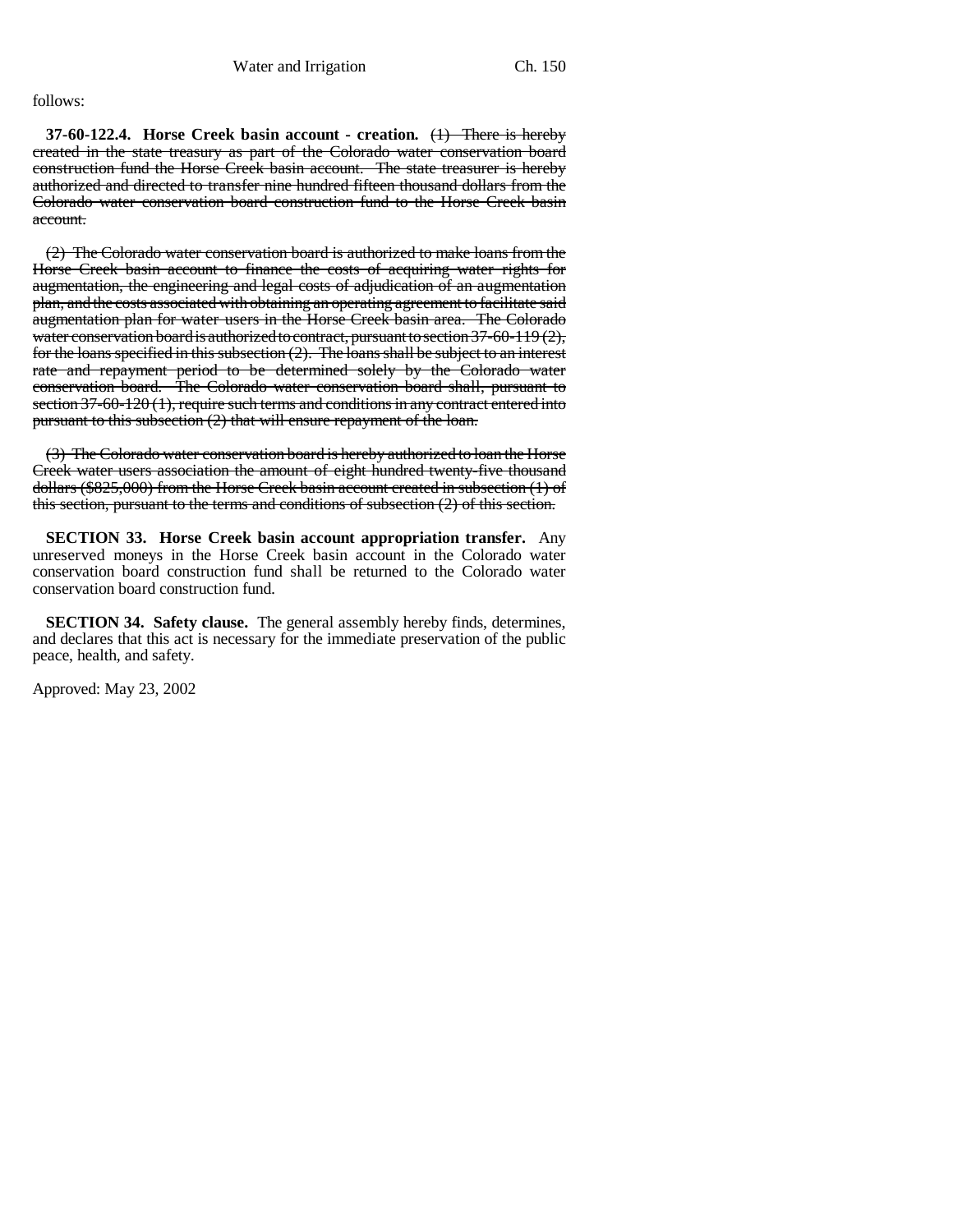follows:

**37-60-122.4. Horse Creek basin account - creation.** ~~(1) There is hereby created in the state treasury as part of the Colorado water conservation board construction fund the Horse Creek basin account. The state treasurer is hereby authorized and directed to transfer nine hundred fifteen thousand dollars from the Colorado water conservation board construction fund to the Horse Creek basin account.~~

~~(2) The Colorado water conservation board is authorized to make loans from the Horse Creek basin account to finance the costs of acquiring water rights for augmentation, the engineering and legal costs of adjudication of an augmentation plan, and the costs associated with obtaining an operating agreement to facilitate said augmentation plan for water users in the Horse Creek basin area. The Colorado water conservation board is authorized to contract, pursuant to section 37-60-119 (2), for the loans specified in this subsection (2). The loans shall be subject to an interest rate and repayment period to be determined solely by the Colorado water conservation board. The Colorado water conservation board shall, pursuant to section 37-60-120 (1), require such terms and conditions in any contract entered into pursuant to this subsection (2) that will ensure repayment of the loan.~~

~~(3) The Colorado water conservation board is hereby authorized to loan the Horse Creek water users association the amount of eight hundred twenty-five thousand dollars ($825,000) from the Horse Creek basin account created in subsection (1) of this section, pursuant to the terms and conditions of subsection (2) of this section.~~

**SECTION 33. Horse Creek basin account appropriation transfer.** Any unreserved moneys in the Horse Creek basin account in the Colorado water conservation board construction fund shall be returned to the Colorado water conservation board construction fund.

**SECTION 34. Safety clause.** The general assembly hereby finds, determines, and declares that this act is necessary for the immediate preservation of the public peace, health, and safety.

Approved: May 23, 2002